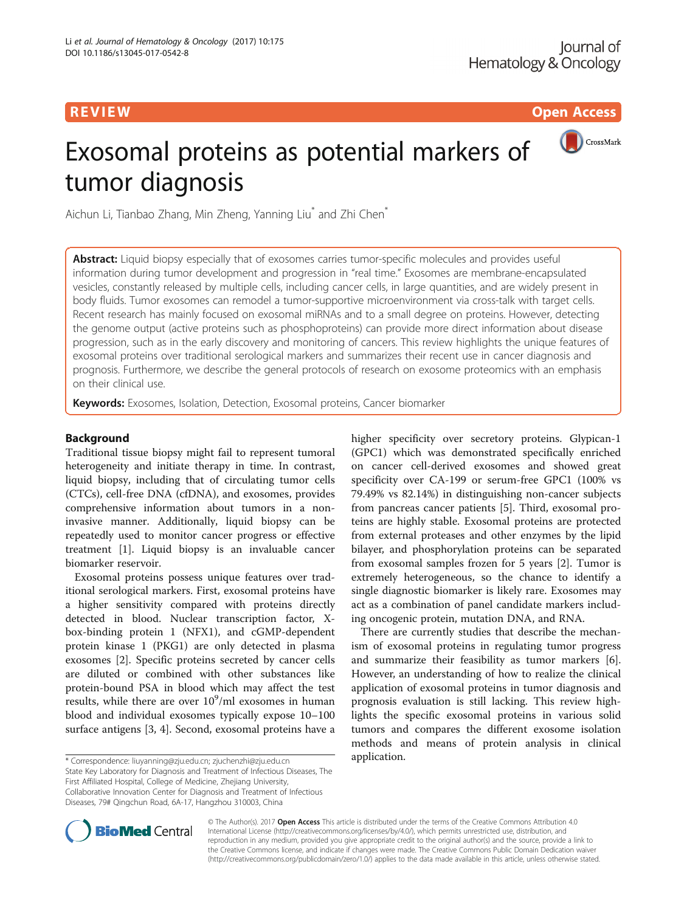REVIEW

Open Access

# Exosomal proteins as potential markers of tumor diagnosis

Aichun Li, Tianbao Zhang, Min Zheng, Yanning Liu* and Zhi Chen*

**Abstract:** Liquid biopsy especially that of exosomes carries tumor-specific molecules and provides useful information during tumor development and progression in "real time." Exosomes are membrane-encapsulated vesicles, constantly released by multiple cells, including cancer cells, in large quantities, and are widely present in body fluids. Tumor exosomes can remodel a tumor-supportive microenvironment via cross-talk with target cells. Recent research has mainly focused on exosomal miRNAs and to a small degree on proteins. However, detecting the genome output (active proteins such as phosphoproteins) can provide more direct information about disease progression, such as in the early discovery and monitoring of cancers. This review highlights the unique features of exosomal proteins over traditional serological markers and summarizes their recent use in cancer diagnosis and prognosis. Furthermore, we describe the general protocols of research on exosome proteomics with an emphasis on their clinical use.

**Keywords:** Exosomes, Isolation, Detection, Exosomal proteins, Cancer biomarker

## Background

Traditional tissue biopsy might fail to represent tumoral heterogeneity and initiate therapy in time. In contrast, liquid biopsy, including that of circulating tumor cells (CTCs), cell-free DNA (cfDNA), and exosomes, provides comprehensive information about tumors in a non-invasive manner. Additionally, liquid biopsy can be repeatedly used to monitor cancer progress or effective treatment [1]. Liquid biopsy is an invaluable cancer biomarker reservoir.

Exosomal proteins possess unique features over traditional serological markers. First, exosomal proteins have a higher sensitivity compared with proteins directly detected in blood. Nuclear transcription factor, X-box-binding protein 1 (NFX1), and cGMP-dependent protein kinase 1 (PKG1) are only detected in plasma exosomes [2]. Specific proteins secreted by cancer cells are diluted or combined with other substances like protein-bound PSA in blood which may affect the test results, while there are over $10^9$/ml exosomes in human blood and individual exosomes typically expose 10–100 surface antigens [3, 4]. Second, exosomal proteins have a higher specificity over secretory proteins. Glypican-1 (GPC1) which was demonstrated specifically enriched on cancer cell-derived exosomes and showed great specificity over CA-199 or serum-free GPC1 (100% vs 79.49% vs 82.14%) in distinguishing non-cancer subjects from pancreas cancer patients [5]. Third, exosomal proteins are highly stable. Exosomal proteins are protected from external proteases and other enzymes by the lipid bilayer, and phosphorylation proteins can be separated from exosomal samples frozen for 5 years [2]. Tumor is extremely heterogeneous, so the chance to identify a single diagnostic biomarker is likely rare. Exosomes may act as a combination of panel candidate markers including oncogenic protein, mutation DNA, and RNA.

There are currently studies that describe the mechanism of exosomal proteins in regulating tumor progress and summarize their feasibility as tumor markers [6]. However, an understanding of how to realize the clinical application of exosomal proteins in tumor diagnosis and prognosis evaluation is still lacking. This review highlights the specific exosomal proteins in various solid tumors and compares the different exosome isolation methods and means of protein analysis in clinical application.

* Correspondence: liuyanning@zju.edu.cn; zjuchenzhi@zju.edu.cn
State Key Laboratory for Diagnosis and Treatment of Infectious Diseases, The First Affiliated Hospital, College of Medicine, Zhejiang University, Collaborative Innovation Center for Diagnosis and Treatment of Infectious Diseases, 79# Qingchun Road, 6A-17, Hangzhou 310003, China

© The Author(s). 2017 **Open Access** This article is distributed under the terms of the Creative Commons Attribution 4.0 International License (http://creativecommons.org/licenses/by/4.0/), which permits unrestricted use, distribution, and reproduction in any medium, provided you give appropriate credit to the original author(s) and the source, provide a link to the Creative Commons license, and indicate if changes were made. The Creative Commons Public Domain Dedication waiver (http://creativecommons.org/publicdomain/zero/1.0/) applies to the data made available in this article, unless otherwise stated.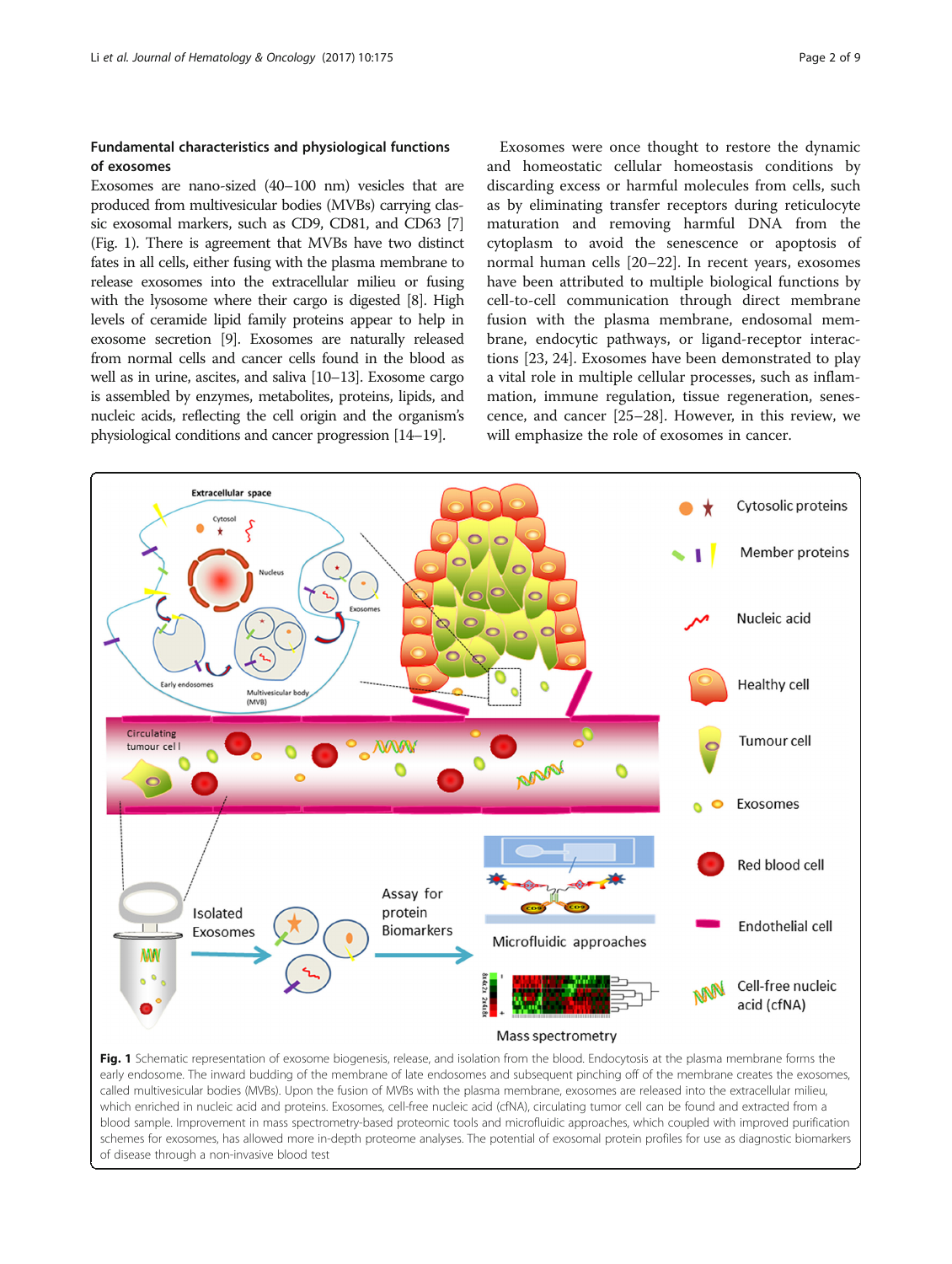### Fundamental characteristics and physiological functions of exosomes

Exosomes are nano-sized (40–100 nm) vesicles that are produced from multivesicular bodies (MVBs) carrying classic exosomal markers, such as CD9, CD81, and CD63 [7] (Fig. 1). There is agreement that MVBs have two distinct fates in all cells, either fusing with the plasma membrane to release exosomes into the extracellular milieu or fusing with the lysosome where their cargo is digested [8]. High levels of ceramide lipid family proteins appear to help in exosome secretion [9]. Exosomes are naturally released from normal cells and cancer cells found in the blood as well as in urine, ascites, and saliva [10–13]. Exosome cargo is assembled by enzymes, metabolites, proteins, lipids, and nucleic acids, reflecting the cell origin and the organism's physiological conditions and cancer progression [14–19].

Exosomes were once thought to restore the dynamic and homeostatic cellular homeostasis conditions by discarding excess or harmful molecules from cells, such as by eliminating transfer receptors during reticulocyte maturation and removing harmful DNA from the cytoplasm to avoid the senescence or apoptosis of normal human cells [20–22]. In recent years, exosomes have been attributed to multiple biological functions by cell-to-cell communication through direct membrane fusion with the plasma membrane, endosomal membrane, endocytic pathways, or ligand-receptor interactions [23, 24]. Exosomes have been demonstrated to play a vital role in multiple cellular processes, such as inflammation, immune regulation, tissue regeneration, senescence, and cancer [25–28]. However, in this review, we will emphasize the role of exosomes in cancer.

Extracellular space
Cytosol
Nucleus
Exosomes
Early endosomes
Multivesicular body (MVB)
Circulating tumour cell
Isolated Exosomes
Assay for protein Biomarkers
Microfluidic approaches
Mass spectrometry
Cytosolic proteins
Member proteins
Nucleic acid
Healthy cell
Tumour cell
Exosomes
Red blood cell
Endothelial cell
Cell-free nucleic acid (cfNA)

**Fig. 1** Schematic representation of exosome biogenesis, release, and isolation from the blood. Endocytosis at the plasma membrane forms the early endosome. The inward budding of the membrane of late endosomes and subsequent pinching off of the membrane creates the exosomes, called multivesicular bodies (MVBs). Upon the fusion of MVBs with the plasma membrane, exosomes are released into the extracellular milieu, which enriched in nucleic acid and proteins. Exosomes, cell-free nucleic acid (cfNA), circulating tumor cell can be found and extracted from a blood sample. Improvement in mass spectrometry-based proteomic tools and microfluidic approaches, which coupled with improved purification schemes for exosomes, has allowed more in-depth proteome analyses. The potential of exosomal protein profiles for use as diagnostic biomarkers of disease through a non-invasive blood test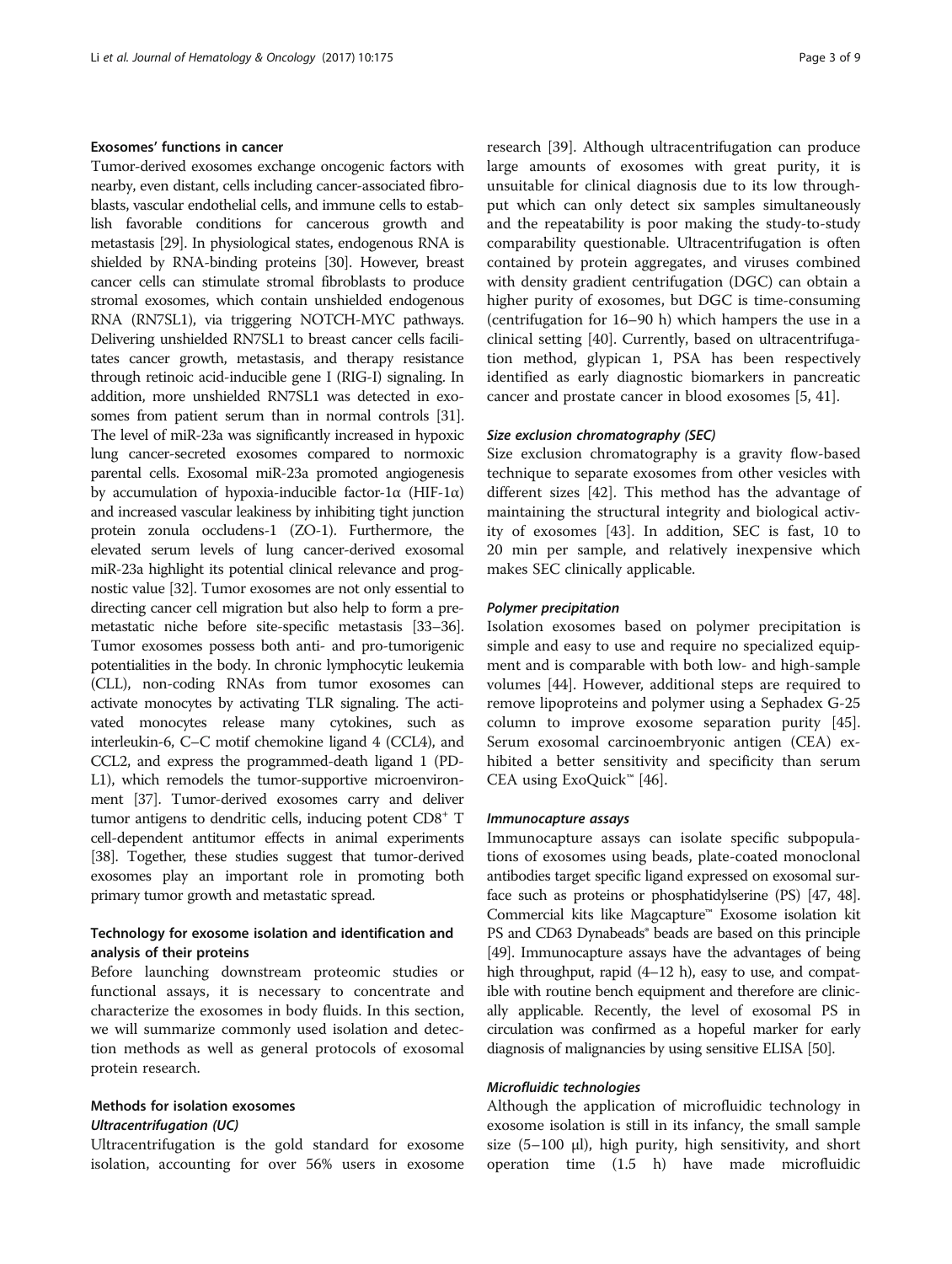### Exosomes' functions in cancer

Tumor-derived exosomes exchange oncogenic factors with nearby, even distant, cells including cancer-associated fibroblasts, vascular endothelial cells, and immune cells to establish favorable conditions for cancerous growth and metastasis [29]. In physiological states, endogenous RNA is shielded by RNA-binding proteins [30]. However, breast cancer cells can stimulate stromal fibroblasts to produce stromal exosomes, which contain unshielded endogenous RNA (RN7SL1), via triggering NOTCH-MYC pathways. Delivering unshielded RN7SL1 to breast cancer cells facilitates cancer growth, metastasis, and therapy resistance through retinoic acid-inducible gene I (RIG-I) signaling. In addition, more unshielded RN7SL1 was detected in exosomes from patient serum than in normal controls [31]. The level of miR-23a was significantly increased in hypoxic lung cancer-secreted exosomes compared to normoxic parental cells. Exosomal miR-23a promoted angiogenesis by accumulation of hypoxia-inducible factor-1α (HIF-1α) and increased vascular leakiness by inhibiting tight junction protein zonula occludens-1 (ZO-1). Furthermore, the elevated serum levels of lung cancer-derived exosomal miR-23a highlight its potential clinical relevance and prognostic value [32]. Tumor exosomes are not only essential to directing cancer cell migration but also help to form a pre-metastatic niche before site-specific metastasis [33–36]. Tumor exosomes possess both anti- and pro-tumorigenic potentialities in the body. In chronic lymphocytic leukemia (CLL), non-coding RNAs from tumor exosomes can activate monocytes by activating TLR signaling. The activated monocytes release many cytokines, such as interleukin-6, C–C motif chemokine ligand 4 (CCL4), and CCL2, and express the programmed-death ligand 1 (PD-L1), which remodels the tumor-supportive microenvironment [37]. Tumor-derived exosomes carry and deliver tumor antigens to dendritic cells, inducing potent $CD8^+$ T cell-dependent antitumor effects in animal experiments [38]. Together, these studies suggest that tumor-derived exosomes play an important role in promoting both primary tumor growth and metastatic spread.

## Technology for exosome isolation and identification and analysis of their proteins

Before launching downstream proteomic studies or functional assays, it is necessary to concentrate and characterize the exosomes in body fluids. In this section, we will summarize commonly used isolation and detection methods as well as general protocols of exosomal protein research.

### Methods for isolation exosomes

#### *Ultracentrifugation (UC)*

Ultracentrifugation is the gold standard for exosome isolation, accounting for over 56% users in exosome research [39]. Although ultracentrifugation can produce large amounts of exosomes with great purity, it is unsuitable for clinical diagnosis due to its low throughput which can only detect six samples simultaneously and the repeatability is poor making the study-to-study comparability questionable. Ultracentrifugation is often contained by protein aggregates, and viruses combined with density gradient centrifugation (DGC) can obtain a higher purity of exosomes, but DGC is time-consuming (centrifugation for 16–90 h) which hampers the use in a clinical setting [40]. Currently, based on ultracentrifugation method, glypican 1, PSA has been respectively identified as early diagnostic biomarkers in pancreatic cancer and prostate cancer in blood exosomes [5, 41].

#### *Size exclusion chromatography (SEC)*

Size exclusion chromatography is a gravity flow-based technique to separate exosomes from other vesicles with different sizes [42]. This method has the advantage of maintaining the structural integrity and biological activity of exosomes [43]. In addition, SEC is fast, 10 to 20 min per sample, and relatively inexpensive which makes SEC clinically applicable.

#### *Polymer precipitation*

Isolation exosomes based on polymer precipitation is simple and easy to use and require no specialized equipment and is comparable with both low- and high-sample volumes [44]. However, additional steps are required to remove lipoproteins and polymer using a Sephadex G-25 column to improve exosome separation purity [45]. Serum exosomal carcinoembryonic antigen (CEA) exhibited a better sensitivity and specificity than serum CEA using ExoQuick™ [46].

#### *Immunocapture assays*

Immunocapture assays can isolate specific subpopulations of exosomes using beads, plate-coated monoclonal antibodies target specific ligand expressed on exosomal surface such as proteins or phosphatidylserine (PS) [47, 48]. Commercial kits like Magcapture™ Exosome isolation kit PS and CD63 Dynabeads® beads are based on this principle [49]. Immunocapture assays have the advantages of being high throughput, rapid (4–12 h), easy to use, and compatible with routine bench equipment and therefore are clinically applicable. Recently, the level of exosomal PS in circulation was confirmed as a hopeful marker for early diagnosis of malignancies by using sensitive ELISA [50].

#### *Microfluidic technologies*

Although the application of microfluidic technology in exosome isolation is still in its infancy, the small sample size (5–100 μl), high purity, high sensitivity, and short operation time (1.5 h) have made microfluidic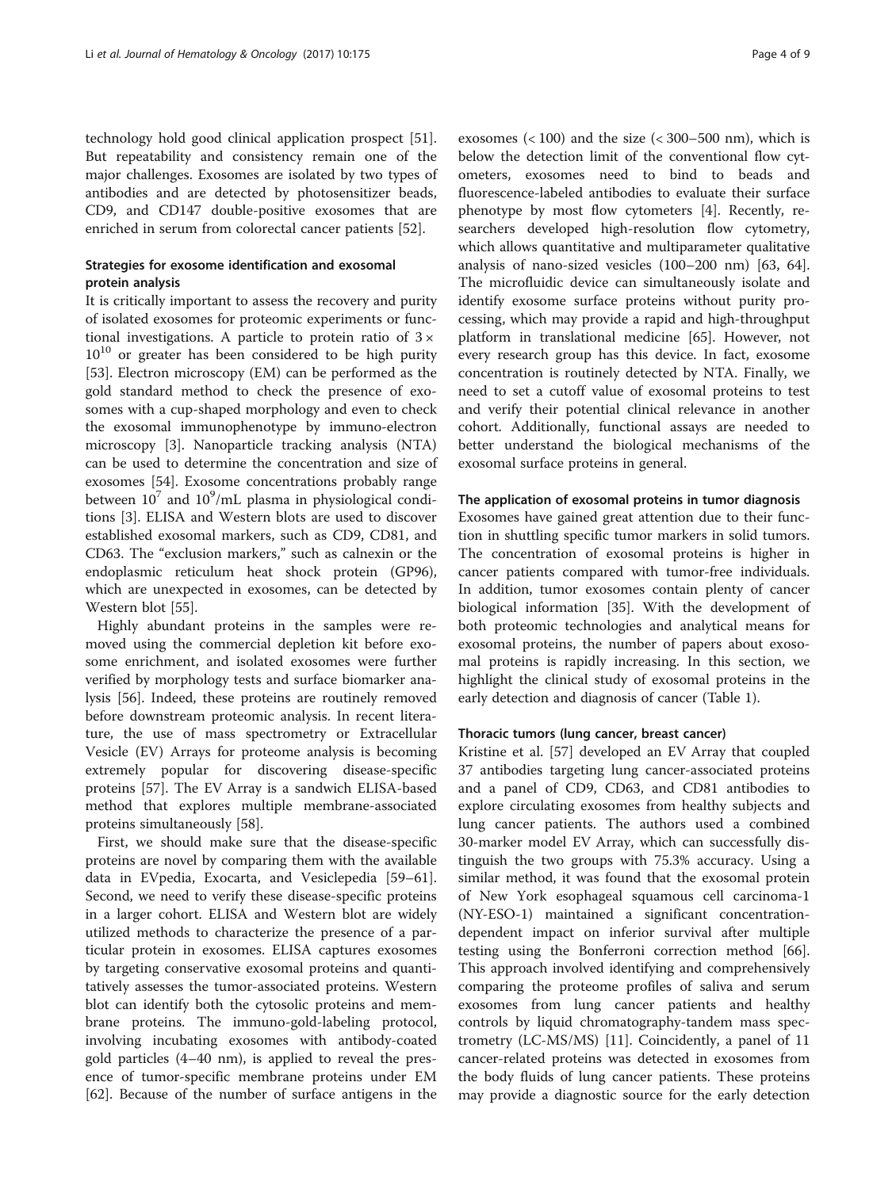technology hold good clinical application prospect [51]. But repeatability and consistency remain one of the major challenges. Exosomes are isolated by two types of antibodies and are detected by photosensitizer beads, CD9, and CD147 double-positive exosomes that are enriched in serum from colorectal cancer patients [52].

### Strategies for exosome identification and exosomal protein analysis

It is critically important to assess the recovery and purity of isolated exosomes for proteomic experiments or functional investigations. A particle to protein ratio of $3 \times 10^{10}$ or greater has been considered to be high purity [53]. Electron microscopy (EM) can be performed as the gold standard method to check the presence of exosomes with a cup-shaped morphology and even to check the exosomal immunophenotype by immuno-electron microscopy [3]. Nanoparticle tracking analysis (NTA) can be used to determine the concentration and size of exosomes [54]. Exosome concentrations probably range between $10^7$ and $10^9$/mL plasma in physiological conditions [3]. ELISA and Western blots are used to discover established exosomal markers, such as CD9, CD81, and CD63. The "exclusion markers," such as calnexin or the endoplasmic reticulum heat shock protein (GP96), which are unexpected in exosomes, can be detected by Western blot [55].

Highly abundant proteins in the samples were removed using the commercial depletion kit before exosome enrichment, and isolated exosomes were further verified by morphology tests and surface biomarker analysis [56]. Indeed, these proteins are routinely removed before downstream proteomic analysis. In recent literature, the use of mass spectrometry or Extracellular Vesicle (EV) Arrays for proteome analysis is becoming extremely popular for discovering disease-specific proteins [57]. The EV Array is a sandwich ELISA-based method that explores multiple membrane-associated proteins simultaneously [58].

First, we should make sure that the disease-specific proteins are novel by comparing them with the available data in EVpedia, Exocarta, and Vesiclepedia [59–61]. Second, we need to verify these disease-specific proteins in a larger cohort. ELISA and Western blot are widely utilized methods to characterize the presence of a particular protein in exosomes. ELISA captures exosomes by targeting conservative exosomal proteins and quantitatively assesses the tumor-associated proteins. Western blot can identify both the cytosolic proteins and membrane proteins. The immuno-gold-labeling protocol, involving incubating exosomes with antibody-coated gold particles (4–40 nm), is applied to reveal the presence of tumor-specific membrane proteins under EM [62]. Because of the number of surface antigens in the exosomes (< 100) and the size (< 300–500 nm), which is below the detection limit of the conventional flow cytometers, exosomes need to bind to beads and fluorescence-labeled antibodies to evaluate their surface phenotype by most flow cytometers [4]. Recently, researchers developed high-resolution flow cytometry, which allows quantitative and multiparameter qualitative analysis of nano-sized vesicles (100–200 nm) [63, 64]. The microfluidic device can simultaneously isolate and identify exosome surface proteins without purity processing, which may provide a rapid and high-throughput platform in translational medicine [65]. However, not every research group has this device. In fact, exosome concentration is routinely detected by NTA. Finally, we need to set a cutoff value of exosomal proteins to test and verify their potential clinical relevance in another cohort. Additionally, functional assays are needed to better understand the biological mechanisms of the exosomal surface proteins in general.

### The application of exosomal proteins in tumor diagnosis

Exosomes have gained great attention due to their function in shuttling specific tumor markers in solid tumors. The concentration of exosomal proteins is higher in cancer patients compared with tumor-free individuals. In addition, tumor exosomes contain plenty of cancer biological information [35]. With the development of both proteomic technologies and analytical means for exosomal proteins, the number of papers about exosomal proteins is rapidly increasing. In this section, we highlight the clinical study of exosomal proteins in the early detection and diagnosis of cancer (Table 1).

#### Thoracic tumors (lung cancer, breast cancer)

Kristine et al. [57] developed an EV Array that coupled 37 antibodies targeting lung cancer-associated proteins and a panel of CD9, CD63, and CD81 antibodies to explore circulating exosomes from healthy subjects and lung cancer patients. The authors used a combined 30-marker model EV Array, which can successfully distinguish the two groups with 75.3% accuracy. Using a similar method, it was found that the exosomal protein of New York esophageal squamous cell carcinoma-1 (NY-ESO-1) maintained a significant concentration-dependent impact on inferior survival after multiple testing using the Bonferroni correction method [66]. This approach involved identifying and comprehensively comparing the proteome profiles of saliva and serum exosomes from lung cancer patients and healthy controls by liquid chromatography-tandem mass spectrometry (LC-MS/MS) [11]. Coincidently, a panel of 11 cancer-related proteins was detected in exosomes from the body fluids of lung cancer patients. These proteins may provide a diagnostic source for the early detection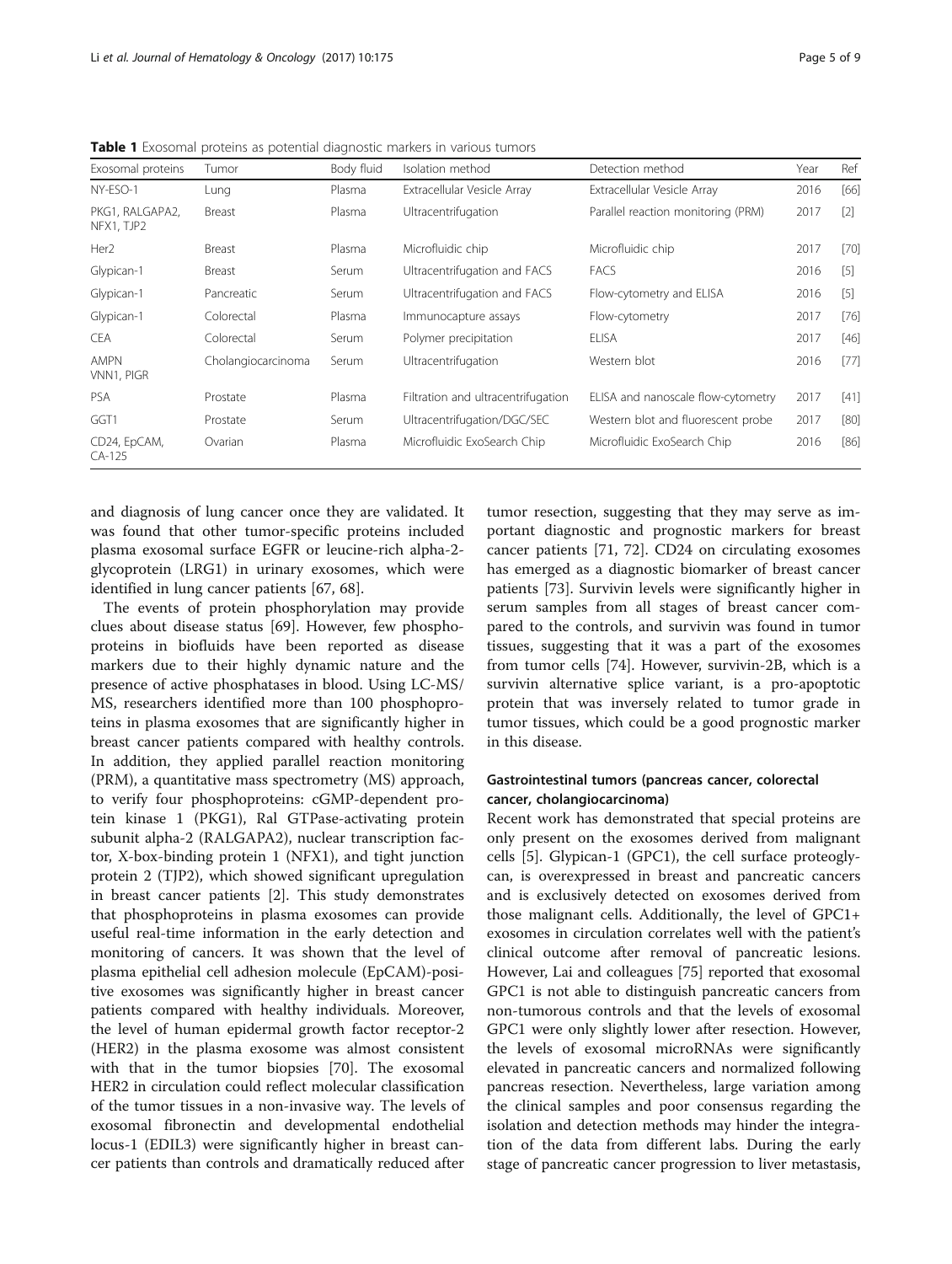**Table 1** Exosomal proteins as potential diagnostic markers in various tumors

| Exosomal proteins | Tumor | Body fluid | Isolation method | Detection method | Year | Ref |
|---|---|---|---|---|---|---|
| NY-ESO-1 | Lung | Plasma | Extracellular Vesicle Array | Extracellular Vesicle Array | 2016 | [66] |
| PKG1, RALGAPA2, NFX1, TJP2 | Breast | Plasma | Ultracentrifugation | Parallel reaction monitoring (PRM) | 2017 | [2] |
| Her2 | Breast | Plasma | Microfluidic chip | Microfluidic chip | 2017 | [70] |
| Glypican-1 | Breast | Serum | Ultracentrifugation and FACS | FACS | 2016 | [5] |
| Glypican-1 | Pancreatic | Serum | Ultracentrifugation and FACS | Flow-cytometry and ELISA | 2016 | [5] |
| Glypican-1 | Colorectal | Plasma | Immunocapture assays | Flow-cytometry | 2017 | [76] |
| CEA | Colorectal | Serum | Polymer precipitation | ELISA | 2017 | [46] |
| AMPN VNN1, PIGR | Cholangiocarcinoma | Serum | Ultracentrifugation | Western blot | 2016 | [77] |
| PSA | Prostate | Plasma | Filtration and ultracentrifugation | ELISA and nanoscale flow-cytometry | 2017 | [41] |
| GGT1 | Prostate | Serum | Ultracentrifugation/DGC/SEC | Western blot and fluorescent probe | 2017 | [80] |
| CD24, EpCAM, CA-125 | Ovarian | Plasma | Microfluidic ExoSearch Chip | Microfluidic ExoSearch Chip | 2016 | [86] |

and diagnosis of lung cancer once they are validated. It was found that other tumor-specific proteins included plasma exosomal surface EGFR or leucine-rich alpha-2-glycoprotein (LRG1) in urinary exosomes, which were identified in lung cancer patients [67, 68].

The events of protein phosphorylation may provide clues about disease status [69]. However, few phosphoproteins in biofluids have been reported as disease markers due to their highly dynamic nature and the presence of active phosphatases in blood. Using LC-MS/MS, researchers identified more than 100 phosphoproteins in plasma exosomes that are significantly higher in breast cancer patients compared with healthy controls. In addition, they applied parallel reaction monitoring (PRM), a quantitative mass spectrometry (MS) approach, to verify four phosphoproteins: cGMP-dependent protein kinase 1 (PKG1), Ral GTPase-activating protein subunit alpha-2 (RALGAPA2), nuclear transcription factor, X-box-binding protein 1 (NFX1), and tight junction protein 2 (TJP2), which showed significant upregulation in breast cancer patients [2]. This study demonstrates that phosphoproteins in plasma exosomes can provide useful real-time information in the early detection and monitoring of cancers. It was shown that the level of plasma epithelial cell adhesion molecule (EpCAM)-positive exosomes was significantly higher in breast cancer patients compared with healthy individuals. Moreover, the level of human epidermal growth factor receptor-2 (HER2) in the plasma exosome was almost consistent with that in the tumor biopsies [70]. The exosomal HER2 in circulation could reflect molecular classification of the tumor tissues in a non-invasive way. The levels of exosomal fibronectin and developmental endothelial locus-1 (EDIL3) were significantly higher in breast cancer patients than controls and dramatically reduced after tumor resection, suggesting that they may serve as important diagnostic and prognostic markers for breast cancer patients [71, 72]. CD24 on circulating exosomes has emerged as a diagnostic biomarker of breast cancer patients [73]. Survivin levels were significantly higher in serum samples from all stages of breast cancer compared to the controls, and survivin was found in tumor tissues, suggesting that it was a part of the exosomes from tumor cells [74]. However, survivin-2B, which is a survivin alternative splice variant, is a pro-apoptotic protein that was inversely related to tumor grade in tumor tissues, which could be a good prognostic marker in this disease.

### Gastrointestinal tumors (pancreas cancer, colorectal cancer, cholangiocarcinoma)

Recent work has demonstrated that special proteins are only present on the exosomes derived from malignant cells [5]. Glypican-1 (GPC1), the cell surface proteoglycan, is overexpressed in breast and pancreatic cancers and is exclusively detected on exosomes derived from those malignant cells. Additionally, the level of GPC1+ exosomes in circulation correlates well with the patient's clinical outcome after removal of pancreatic lesions. However, Lai and colleagues [75] reported that exosomal GPC1 is not able to distinguish pancreatic cancers from non-tumorous controls and that the levels of exosomal GPC1 were only slightly lower after resection. However, the levels of exosomal microRNAs were significantly elevated in pancreatic cancers and normalized following pancreas resection. Nevertheless, large variation among the clinical samples and poor consensus regarding the isolation and detection methods may hinder the integration of the data from different labs. During the early stage of pancreatic cancer progression to liver metastasis,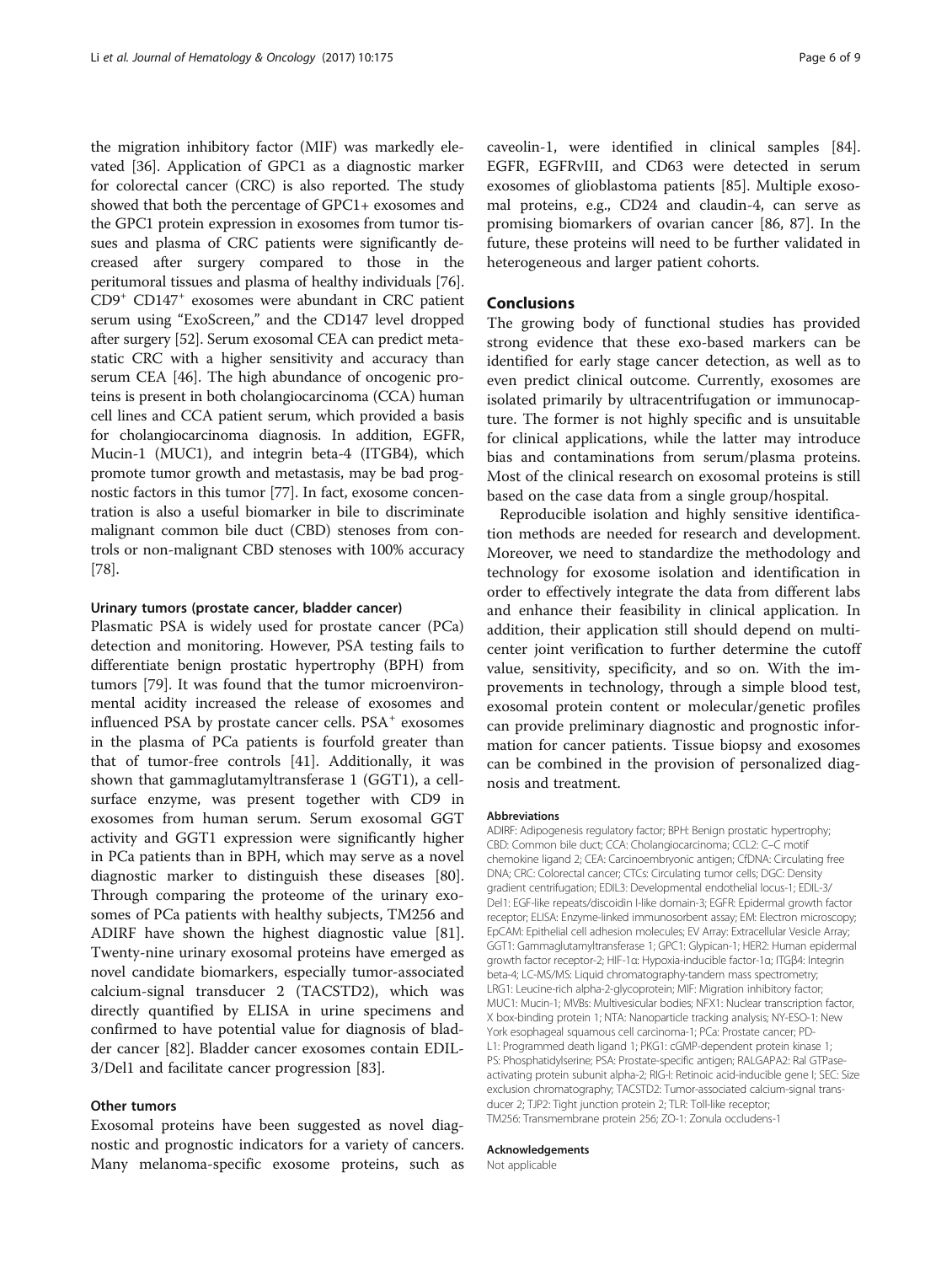the migration inhibitory factor (MIF) was markedly elevated [36]. Application of GPC1 as a diagnostic marker for colorectal cancer (CRC) is also reported. The study showed that both the percentage of GPC1+ exosomes and the GPC1 protein expression in exosomes from tumor tissues and plasma of CRC patients were significantly decreased after surgery compared to those in the peritumoral tissues and plasma of healthy individuals [76]. $CD9^{+}$ $CD147^{+}$ exosomes were abundant in CRC patient serum using "ExoScreen," and the CD147 level dropped after surgery [52]. Serum exosomal CEA can predict metastatic CRC with a higher sensitivity and accuracy than serum CEA [46]. The high abundance of oncogenic proteins is present in both cholangiocarcinoma (CCA) human cell lines and CCA patient serum, which provided a basis for cholangiocarcinoma diagnosis. In addition, EGFR, Mucin-1 (MUC1), and integrin beta-4 (ITGB4), which promote tumor growth and metastasis, may be bad prognostic factors in this tumor [77]. In fact, exosome concentration is also a useful biomarker in bile to discriminate malignant common bile duct (CBD) stenoses from controls or non-malignant CBD stenoses with 100% accuracy [78].

#### Urinary tumors (prostate cancer, bladder cancer)

Plasmatic PSA is widely used for prostate cancer (PCa) detection and monitoring. However, PSA testing fails to differentiate benign prostatic hypertrophy (BPH) from tumors [79]. It was found that the tumor microenvironmental acidity increased the release of exosomes and influenced PSA by prostate cancer cells. $PSA^{+}$ exosomes in the plasma of PCa patients is fourfold greater than that of tumor-free controls [41]. Additionally, it was shown that gammaglutamyltransferase 1 (GGT1), a cell-surface enzyme, was present together with CD9 in exosomes from human serum. Serum exosomal GGT activity and GGT1 expression were significantly higher in PCa patients than in BPH, which may serve as a novel diagnostic marker to distinguish these diseases [80]. Through comparing the proteome of the urinary exosomes of PCa patients with healthy subjects, TM256 and ADIRF have shown the highest diagnostic value [81]. Twenty-nine urinary exosomal proteins have emerged as novel candidate biomarkers, especially tumor-associated calcium-signal transducer 2 (TACSTD2), which was directly quantified by ELISA in urine specimens and confirmed to have potential value for diagnosis of bladder cancer [82]. Bladder cancer exosomes contain EDIL-3/Del1 and facilitate cancer progression [83].

#### Other tumors

Exosomal proteins have been suggested as novel diagnostic and prognostic indicators for a variety of cancers. Many melanoma-specific exosome proteins, such as caveolin-1, were identified in clinical samples [84]. EGFR, EGFRvIII, and CD63 were detected in serum exosomes of glioblastoma patients [85]. Multiple exosomal proteins, e.g., CD24 and claudin-4, can serve as promising biomarkers of ovarian cancer [86, 87]. In the future, these proteins will need to be further validated in heterogeneous and larger patient cohorts.

## Conclusions

The growing body of functional studies has provided strong evidence that these exo-based markers can be identified for early stage cancer detection, as well as to even predict clinical outcome. Currently, exosomes are isolated primarily by ultracentrifugation or immunocapture. The former is not highly specific and is unsuitable for clinical applications, while the latter may introduce bias and contaminations from serum/plasma proteins. Most of the clinical research on exosomal proteins is still based on the case data from a single group/hospital.

Reproducible isolation and highly sensitive identification methods are needed for research and development. Moreover, we need to standardize the methodology and technology for exosome isolation and identification in order to effectively integrate the data from different labs and enhance their feasibility in clinical application. In addition, their application still should depend on multicenter joint verification to further determine the cutoff value, sensitivity, specificity, and so on. With the improvements in technology, through a simple blood test, exosomal protein content or molecular/genetic profiles can provide preliminary diagnostic and prognostic information for cancer patients. Tissue biopsy and exosomes can be combined in the provision of personalized diagnosis and treatment.

#### Abbreviations

ADIRF: Adipogenesis regulatory factor; BPH: Benign prostatic hypertrophy; CBD: Common bile duct; CCA: Cholangiocarcinoma; CCL2: C–C motif chemokine ligand 2; CEA: Carcinoembryonic antigen; CfDNA: Circulating free DNA; CRC: Colorectal cancer; CTCs: Circulating tumor cells; DGC: Density gradient centrifugation; EDIL3: Developmental endothelial locus-1; EDIL-3/Del1: EGF-like repeats/discoidin I-like domain-3; EGFR: Epidermal growth factor receptor; ELISA: Enzyme-linked immunosorbent assay; EM: Electron microscopy; EpCAM: Epithelial cell adhesion molecules; EV Array: Extracellular Vesicle Array; GGT1: Gammaglutamyltransferase 1; GPC1: Glypican-1; HER2: Human epidermal growth factor receptor-2; HIF-1α: Hypoxia-inducible factor-1α; ITGβ4: Integrin beta-4; LC-MS/MS: Liquid chromatography-tandem mass spectrometry; LRG1: Leucine-rich alpha-2-glycoprotein; MIF: Migration inhibitory factor; MUC1: Mucin-1; MVBs: Multivesicular bodies; NFX1: Nuclear transcription factor, X box-binding protein 1; NTA: Nanoparticle tracking analysis; NY-ESO-1: New York esophageal squamous cell carcinoma-1; PCa: Prostate cancer; PD-L1: Programmed death ligand 1; PKG1: cGMP-dependent protein kinase 1; PS: Phosphatidylserine; PSA: Prostate-specific antigen; RALGAPA2: Ral GTPase-activating protein subunit alpha-2; RIG-I: Retinoic acid-inducible gene I; SEC: Size exclusion chromatography; TACSTD2: Tumor-associated calcium-signal transducer 2; TJP2: Tight junction protein 2; TLR: Toll-like receptor; TM256: Transmembrane protein 256; ZO-1: Zonula occludens-1

#### Acknowledgements

Not applicable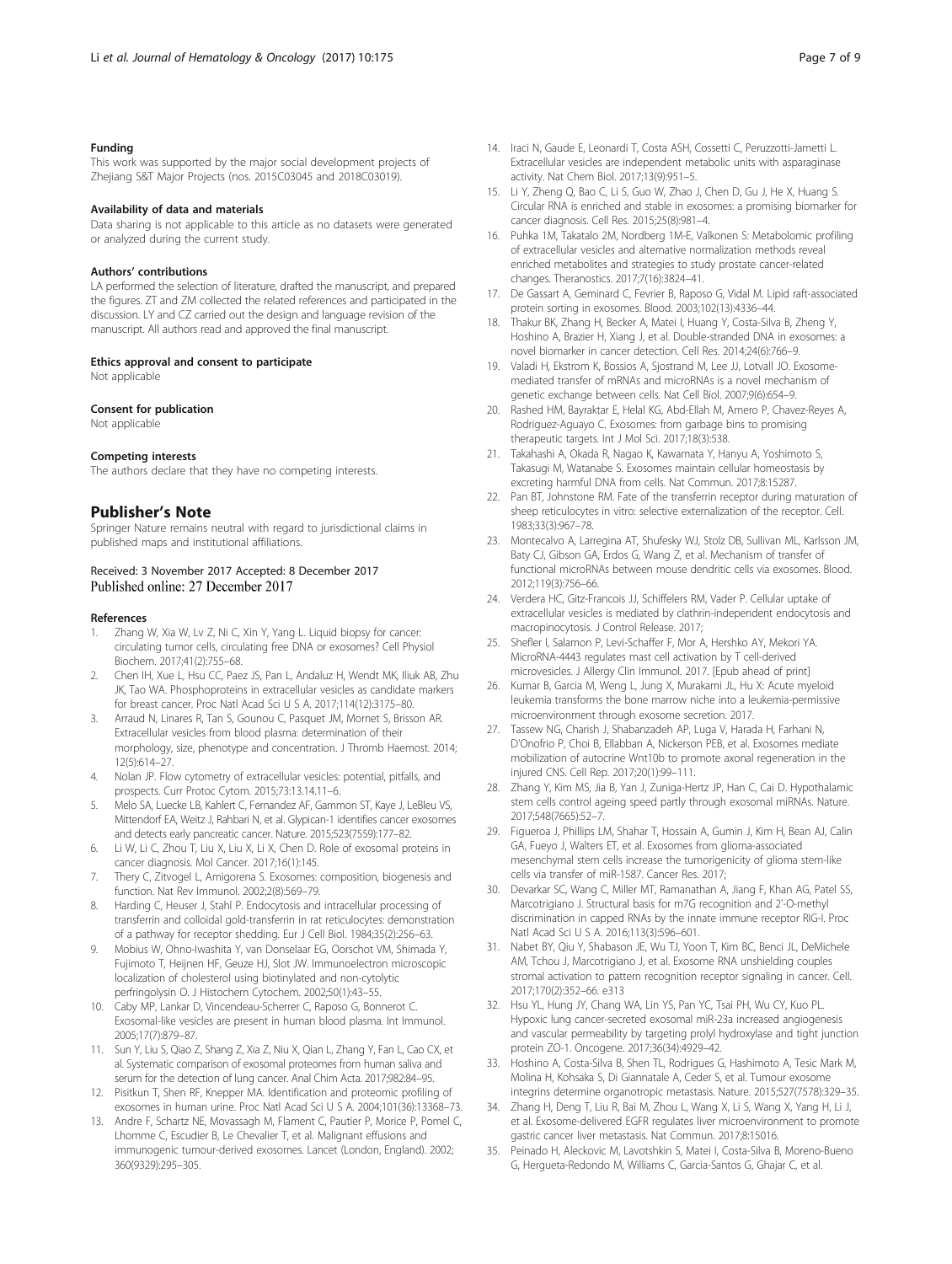#### Funding

This work was supported by the major social development projects of Zhejiang S&T Major Projects (nos. 2015C03045 and 2018C03019).

#### Availability of data and materials

Data sharing is not applicable to this article as no datasets were generated or analyzed during the current study.

#### Authors' contributions

LA performed the selection of literature, drafted the manuscript, and prepared the figures. ZT and ZM collected the related references and participated in the discussion. LY and CZ carried out the design and language revision of the manuscript. All authors read and approved the final manuscript.

#### Ethics approval and consent to participate

Not applicable

#### Consent for publication

Not applicable

#### Competing interests

The authors declare that they have no competing interests.

## Publisher's Note

Springer Nature remains neutral with regard to jurisdictional claims in published maps and institutional affiliations.

Received: 3 November 2017 Accepted: 8 December 2017
Published online: 27 December 2017

#### References

1. Zhang W, Xia W, Lv Z, Ni C, Xin Y, Yang L. Liquid biopsy for cancer: circulating tumor cells, circulating free DNA or exosomes? Cell Physiol Biochem. 2017;41(2):755–68.
2. Chen IH, Xue L, Hsu CC, Paez JS, Pan L, Andaluz H, Wendt MK, Iliuk AB, Zhu JK, Tao WA. Phosphoproteins in extracellular vesicles as candidate markers for breast cancer. Proc Natl Acad Sci U S A. 2017;114(12):3175–80.
3. Arraud N, Linares R, Tan S, Gounou C, Pasquet JM, Mornet S, Brisson AR. Extracellular vesicles from blood plasma: determination of their morphology, size, phenotype and concentration. J Thromb Haemost. 2014; 12(5):614–27.
4. Nolan JP. Flow cytometry of extracellular vesicles: potential, pitfalls, and prospects. Curr Protoc Cytom. 2015;73:13.14.11–6.
5. Melo SA, Luecke LB, Kahlert C, Fernandez AF, Gammon ST, Kaye J, LeBleu VS, Mittendorf EA, Weitz J, Rahbari N, et al. Glypican-1 identifies cancer exosomes and detects early pancreatic cancer. Nature. 2015;523(7559):177–82.
6. Li W, Li C, Zhou T, Liu X, Liu X, Li X, Chen D. Role of exosomal proteins in cancer diagnosis. Mol Cancer. 2017;16(1):145.
7. Thery C, Zitvogel L, Amigorena S. Exosomes: composition, biogenesis and function. Nat Rev Immunol. 2002;2(8):569–79.
8. Harding C, Heuser J, Stahl P. Endocytosis and intracellular processing of transferrin and colloidal gold-transferrin in rat reticulocytes: demonstration of a pathway for receptor shedding. Eur J Cell Biol. 1984;35(2):256–63.
9. Mobius W, Ohno-Iwashita Y, van Donselaar EG, Oorschot VM, Shimada Y, Fujimoto T, Heijnen HF, Geuze HJ, Slot JW. Immunoelectron microscopic localization of cholesterol using biotinylated and non-cytolytic perfringolysin O. J Histochem Cytochem. 2002;50(1):43–55.
10. Caby MP, Lankar D, Vincendeau-Scherrer C, Raposo G, Bonnerot C. Exosomal-like vesicles are present in human blood plasma. Int Immunol. 2005;17(7):879–87.
11. Sun Y, Liu S, Qiao Z, Shang Z, Xia Z, Niu X, Qian L, Zhang Y, Fan L, Cao CX, et al. Systematic comparison of exosomal proteomes from human saliva and serum for the detection of lung cancer. Anal Chim Acta. 2017;982:84–95.
12. Pisitkun T, Shen RF, Knepper MA. Identification and proteomic profiling of exosomes in human urine. Proc Natl Acad Sci U S A. 2004;101(36):13368–73.
13. Andre F, Schartz NE, Movassagh M, Flament C, Pautier P, Morice P, Pomel C, Lhomme C, Escudier B, Le Chevalier T, et al. Malignant effusions and immunogenic tumour-derived exosomes. Lancet (London, England). 2002; 360(9329):295–305.
14. Iraci N, Gaude E, Leonardi T, Costa ASH, Cossetti C, Peruzzotti-Jametti L. Extracellular vesicles are independent metabolic units with asparaginase activity. Nat Chem Biol. 2017;13(9):951–5.
15. Li Y, Zheng Q, Bao C, Li S, Guo W, Zhao J, Chen D, Gu J, He X, Huang S. Circular RNA is enriched and stable in exosomes: a promising biomarker for cancer diagnosis. Cell Res. 2015;25(8):981–4.
16. Puhka 1M, Takatalo 2M, Nordberg 1M-E, Valkonen S: Metabolomic profiling of extracellular vesicles and alternative normalization methods reveal enriched metabolites and strategies to study prostate cancer-related changes. Theranostics. 2017;7(16):3824–41.
17. De Gassart A, Geminard C, Fevrier B, Raposo G, Vidal M. Lipid raft-associated protein sorting in exosomes. Blood. 2003;102(13):4336–44.
18. Thakur BK, Zhang H, Becker A, Matei I, Huang Y, Costa-Silva B, Zheng Y, Hoshino A, Brazier H, Xiang J, et al. Double-stranded DNA in exosomes: a novel biomarker in cancer detection. Cell Res. 2014;24(6):766–9.
19. Valadi H, Ekstrom K, Bossios A, Sjostrand M, Lee JJ, Lotvall JO. Exosome-mediated transfer of mRNAs and microRNAs is a novel mechanism of genetic exchange between cells. Nat Cell Biol. 2007;9(6):654–9.
20. Rashed HM, Bayraktar E, Helal KG, Abd-Ellah M, Amero P, Chavez-Reyes A, Rodriguez-Aguayo C. Exosomes: from garbage bins to promising therapeutic targets. Int J Mol Sci. 2017;18(3):538.
21. Takahashi A, Okada R, Nagao K, Kawamata Y, Hanyu A, Yoshimoto S, Takasugi M, Watanabe S. Exosomes maintain cellular homeostasis by excreting harmful DNA from cells. Nat Commun. 2017;8:15287.
22. Pan BT, Johnstone RM. Fate of the transferrin receptor during maturation of sheep reticulocytes in vitro: selective externalization of the receptor. Cell. 1983;33(3):967–78.
23. Montecalvo A, Larregina AT, Shufesky WJ, Stolz DB, Sullivan ML, Karlsson JM, Baty CJ, Gibson GA, Erdos G, Wang Z, et al. Mechanism of transfer of functional microRNAs between mouse dendritic cells via exosomes. Blood. 2012;119(3):756–66.
24. Verdera HC, Gitz-Francois JJ, Schiffelers RM, Vader P. Cellular uptake of extracellular vesicles is mediated by clathrin-independent endocytosis and macropinocytosis. J Control Release. 2017;
25. Shefler I, Salamon P, Levi-Schaffer F, Mor A, Hershko AY, Mekori YA. MicroRNA-4443 regulates mast cell activation by T cell-derived microvesicles. J Allergy Clin Immunol. 2017. [Epub ahead of print]
26. Kumar B, Garcia M, Weng L, Jung X, Murakami JL, Hu X: Acute myeloid leukemia transforms the bone marrow niche into a leukemia-permissive microenvironment through exosome secretion. 2017.
27. Tassew NG, Charish J, Shabanzadeh AP, Luga V, Harada H, Farhani N, D'Onofrio P, Choi B, Ellabban A, Nickerson PEB, et al. Exosomes mediate mobilization of autocrine Wnt10b to promote axonal regeneration in the injured CNS. Cell Rep. 2017;20(1):99–111.
28. Zhang Y, Kim MS, Jia B, Yan J, Zuniga-Hertz JP, Han C, Cai D. Hypothalamic stem cells control ageing speed partly through exosomal miRNAs. Nature. 2017;548(7665):52–7.
29. Figueroa J, Phillips LM, Shahar T, Hossain A, Gumin J, Kim H, Bean AJ, Calin GA, Fueyo J, Walters ET, et al. Exosomes from glioma-associated mesenchymal stem cells increase the tumorigenicity of glioma stem-like cells via transfer of miR-1587. Cancer Res. 2017;
30. Devarkar SC, Wang C, Miller MT, Ramanathan A, Jiang F, Khan AG, Patel SS, Marcotrigiano J. Structural basis for m7G recognition and 2'-O-methyl discrimination in capped RNAs by the innate immune receptor RIG-I. Proc Natl Acad Sci U S A. 2016;113(3):596–601.
31. Nabet BY, Qiu Y, Shabason JE, Wu TJ, Yoon T, Kim BC, Benci JL, DeMichele AM, Tchou J, Marcotrigiano J, et al. Exosome RNA unshielding couples stromal activation to pattern recognition receptor signaling in cancer. Cell. 2017;170(2):352–66. e313
32. Hsu YL, Hung JY, Chang WA, Lin YS, Pan YC, Tsai PH, Wu CY, Kuo PL. Hypoxic lung cancer-secreted exosomal miR-23a increased angiogenesis and vascular permeability by targeting prolyl hydroxylase and tight junction protein ZO-1. Oncogene. 2017;36(34):4929–42.
33. Hoshino A, Costa-Silva B, Shen TL, Rodrigues G, Hashimoto A, Tesic Mark M, Molina H, Kohsaka S, Di Giannatale A, Ceder S, et al. Tumour exosome integrins determine organotropic metastasis. Nature. 2015;527(7578):329–35.
34. Zhang H, Deng T, Liu R, Bai M, Zhou L, Wang X, Li S, Wang X, Yang H, Li J, et al. Exosome-delivered EGFR regulates liver microenvironment to promote gastric cancer liver metastasis. Nat Commun. 2017;8:15016.
35. Peinado H, Aleckovic M, Lavotshkin S, Matei I, Costa-Silva B, Moreno-Bueno G, Hergueta-Redondo M, Williams C, Garcia-Santos G, Ghajar C, et al.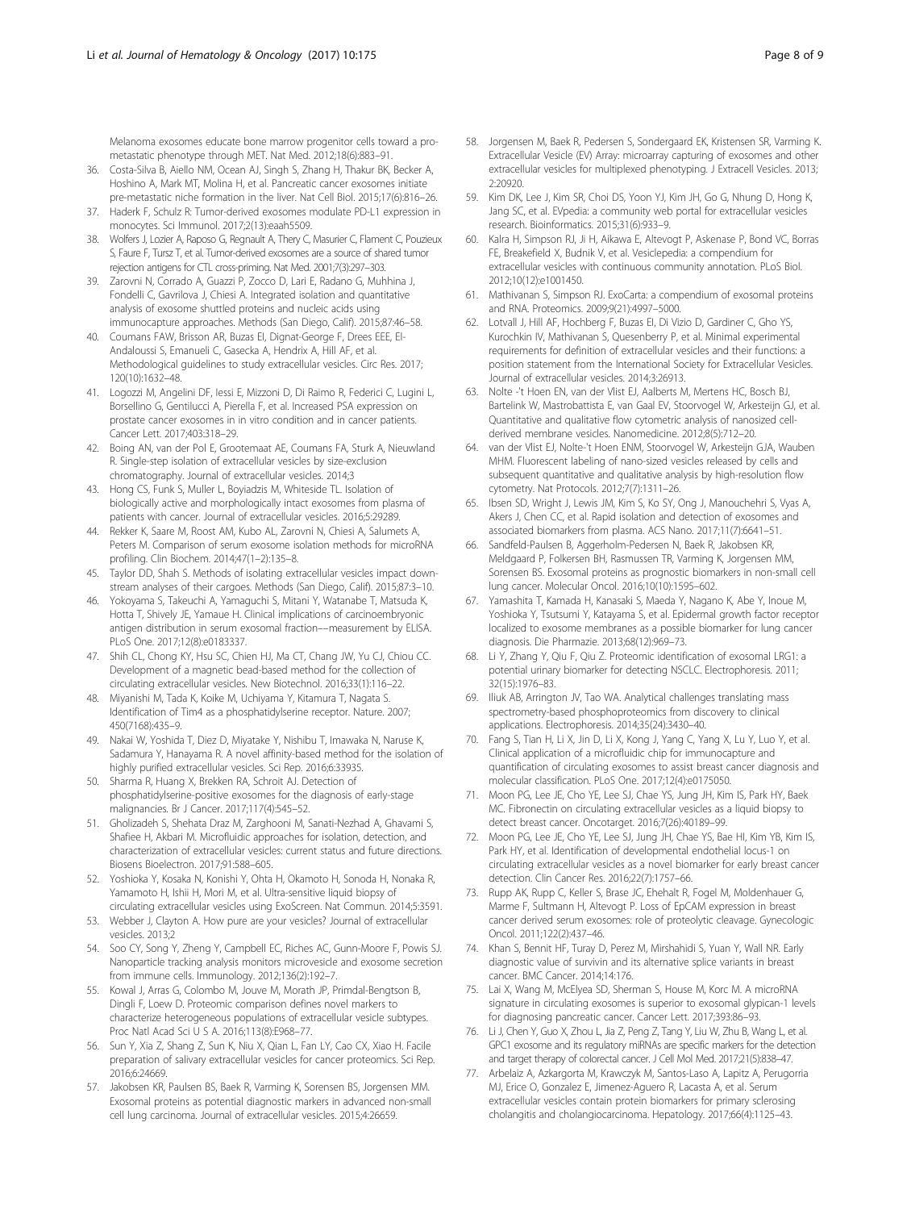Melanoma exosomes educate bone marrow progenitor cells toward a pro-metastatic phenotype through MET. Nat Med. 2012;18(6):883–91.

36. Costa-Silva B, Aiello NM, Ocean AJ, Singh S, Zhang H, Thakur BK, Becker A, Hoshino A, Mark MT, Molina H, et al. Pancreatic cancer exosomes initiate pre-metastatic niche formation in the liver. Nat Cell Biol. 2015;17(6):816–26.
37. Haderk F, Schulz R: Tumor-derived exosomes modulate PD-L1 expression in monocytes. Sci Immunol. 2017;2(13):eaah5509.
38. Wolfers J, Lozier A, Raposo G, Regnault A, Thery C, Masurier C, Flament C, Pouzieux S, Faure F, Tursz T, et al. Tumor-derived exosomes are a source of shared tumor rejection antigens for CTL cross-priming. Nat Med. 2001;7(3):297–303.
39. Zarovni N, Corrado A, Guazzi P, Zocco D, Lari E, Radano G, Muhhina J, Fondelli C, Gavrilova J, Chiesi A. Integrated isolation and quantitative analysis of exosome shuttled proteins and nucleic acids using immunocapture approaches. Methods (San Diego, Calif). 2015;87:46–58.
40. Coumans FAW, Brisson AR, Buzas EI, Dignat-George F, Drees EEE, El-Andaloussi S, Emanueli C, Gasecka A, Hendrix A, Hill AF, et al. Methodological guidelines to study extracellular vesicles. Circ Res. 2017; 120(10):1632–48.
41. Logozzi M, Angelini DF, Iessi E, Mizzoni D, Di Raimo R, Federici C, Lugini L, Borsellino G, Gentilucci A, Pierella F, et al. Increased PSA expression on prostate cancer exosomes in in vitro condition and in cancer patients. Cancer Lett. 2017;403:318–29.
42. Boing AN, van der Pol E, Grootemaat AE, Coumans FA, Sturk A, Nieuwland R. Single-step isolation of extracellular vesicles by size-exclusion chromatography. Journal of extracellular vesicles. 2014;3
43. Hong CS, Funk S, Muller L, Boyiadzis M, Whiteside TL. Isolation of biologically active and morphologically intact exosomes from plasma of patients with cancer. Journal of extracellular vesicles. 2016;5:29289.
44. Rekker K, Saare M, Roost AM, Kubo AL, Zarovni N, Chiesi A, Salumets A, Peters M. Comparison of serum exosome isolation methods for microRNA profiling. Clin Biochem. 2014;47(1–2):135–8.
45. Taylor DD, Shah S. Methods of isolating extracellular vesicles impact down-stream analyses of their cargoes. Methods (San Diego, Calif). 2015;87:3–10.
46. Yokoyama S, Takeuchi A, Yamaguchi S, Mitani Y, Watanabe T, Matsuda K, Hotta T, Shively JE, Yamaue H. Clinical implications of carcinoembryonic antigen distribution in serum exosomal fraction––measurement by ELISA. PLoS One. 2017;12(8):e0183337.
47. Shih CL, Chong KY, Hsu SC, Chien HJ, Ma CT, Chang JW, Yu CJ, Chiou CC. Development of a magnetic bead-based method for the collection of circulating extracellular vesicles. New Biotechnol. 2016;33(1):116–22.
48. Miyanishi M, Tada K, Koike M, Uchiyama Y, Kitamura T, Nagata S. Identification of Tim4 as a phosphatidylserine receptor. Nature. 2007; 450(7168):435–9.
49. Nakai W, Yoshida T, Diez D, Miyatake Y, Nishibu T, Imawaka N, Naruse K, Sadamura Y, Hanayama R. A novel affinity-based method for the isolation of highly purified extracellular vesicles. Sci Rep. 2016;6:33935.
50. Sharma R, Huang X, Brekken RA, Schroit AJ. Detection of phosphatidylserine-positive exosomes for the diagnosis of early-stage malignancies. Br J Cancer. 2017;117(4):545–52.
51. Gholizadeh S, Shehata Draz M, Zarghooni M, Sanati-Nezhad A, Ghavami S, Shafiee H, Akbari M. Microfluidic approaches for isolation, detection, and characterization of extracellular vesicles: current status and future directions. Biosens Bioelectron. 2017;91:588–605.
52. Yoshioka Y, Kosaka N, Konishi Y, Ohta H, Okamoto H, Sonoda H, Nonaka R, Yamamoto H, Ishii H, Mori M, et al. Ultra-sensitive liquid biopsy of circulating extracellular vesicles using ExoScreen. Nat Commun. 2014;5:3591.
53. Webber J, Clayton A. How pure are your vesicles? Journal of extracellular vesicles. 2013;2
54. Soo CY, Song Y, Zheng Y, Campbell EC, Riches AC, Gunn-Moore F, Powis SJ. Nanoparticle tracking analysis monitors microvesicle and exosome secretion from immune cells. Immunology. 2012;136(2):192–7.
55. Kowal J, Arras G, Colombo M, Jouve M, Morath JP, Primdal-Bengtson B, Dingli F, Loew D. Proteomic comparison defines novel markers to characterize heterogeneous populations of extracellular vesicle subtypes. Proc Natl Acad Sci U S A. 2016;113(8):E968–77.
56. Sun Y, Xia Z, Shang Z, Sun K, Niu X, Qian L, Fan LY, Cao CX, Xiao H. Facile preparation of salivary extracellular vesicles for cancer proteomics. Sci Rep. 2016;6:24669.
57. Jakobsen KR, Paulsen BS, Baek R, Varming K, Sorensen BS, Jorgensen MM. Exosomal proteins as potential diagnostic markers in advanced non-small cell lung carcinoma. Journal of extracellular vesicles. 2015;4:26659.
58. Jorgensen M, Baek R, Pedersen S, Sondergaard EK, Kristensen SR, Varming K. Extracellular Vesicle (EV) Array: microarray capturing of exosomes and other extracellular vesicles for multiplexed phenotyping. J Extracell Vesicles. 2013; 2:20920.
59. Kim DK, Lee J, Kim SR, Choi DS, Yoon YJ, Kim JH, Go G, Nhung D, Hong K, Jang SC, et al. EVpedia: a community web portal for extracellular vesicles research. Bioinformatics. 2015;31(6):933–9.
60. Kalra H, Simpson RJ, Ji H, Aikawa E, Altevogt P, Askenase P, Bond VC, Borras FE, Breakefield X, Budnik V, et al. Vesiclepedia: a compendium for extracellular vesicles with continuous community annotation. PLoS Biol. 2012;10(12):e1001450.
61. Mathivanan S, Simpson RJ. ExoCarta: a compendium of exosomal proteins and RNA. Proteomics. 2009;9(21):4997–5000.
62. Lotvall J, Hill AF, Hochberg F, Buzas EI, Di Vizio D, Gardiner C, Gho YS, Kurochkin IV, Mathivanan S, Quesenberry P, et al. Minimal experimental requirements for definition of extracellular vesicles and their functions: a position statement from the International Society for Extracellular Vesicles. Journal of extracellular vesicles. 2014;3:26913.
63. Nolte -'t Hoen EN, van der Vlist EJ, Aalberts M, Mertens HC, Bosch BJ, Bartelink W, Mastrobattista E, van Gaal EV, Stoorvogel W, Arkesteijn GJ, et al. Quantitative and qualitative flow cytometric analysis of nanosized cell-derived membrane vesicles. Nanomedicine. 2012;8(5):712–20.
64. van der Vlist EJ, Nolte-'t Hoen ENM, Stoorvogel W, Arkesteijn GJA, Wauben MHM. Fluorescent labeling of nano-sized vesicles released by cells and subsequent quantitative and qualitative analysis by high-resolution flow cytometry. Nat Protocols. 2012;7(7):1311–26.
65. Ibsen SD, Wright J, Lewis JM, Kim S, Ko SY, Ong J, Manouchehri S, Vyas A, Akers J, Chen CC, et al. Rapid isolation and detection of exosomes and associated biomarkers from plasma. ACS Nano. 2017;11(7):6641–51.
66. Sandfeld-Paulsen B, Aggerholm-Pedersen N, Baek R, Jakobsen KR, Meldgaard P, Folkersen BH, Rasmussen TR, Varming K, Jorgensen MM, Sorensen BS. Exosomal proteins as prognostic biomarkers in non-small cell lung cancer. Molecular Oncol. 2016;10(10):1595–602.
67. Yamashita T, Kamada H, Kanasaki S, Maeda Y, Nagano K, Abe Y, Inoue M, Yoshioka Y, Tsutsumi Y, Katayama S, et al. Epidermal growth factor receptor localized to exosome membranes as a possible biomarker for lung cancer diagnosis. Die Pharmazie. 2013;68(12):969–73.
68. Li Y, Zhang Y, Qiu F, Qiu Z. Proteomic identification of exosomal LRG1: a potential urinary biomarker for detecting NSCLC. Electrophoresis. 2011; 32(15):1976–83.
69. Iliuk AB, Arrington JV, Tao WA. Analytical challenges translating mass spectrometry-based phosphoproteomics from discovery to clinical applications. Electrophoresis. 2014;35(24):3430–40.
70. Fang S, Tian H, Li X, Jin D, Li X, Kong J, Yang C, Yang X, Lu Y, Luo Y, et al. Clinical application of a microfluidic chip for immunocapture and quantification of circulating exosomes to assist breast cancer diagnosis and molecular classification. PLoS One. 2017;12(4):e0175050.
71. Moon PG, Lee JE, Cho YE, Lee SJ, Chae YS, Jung JH, Kim IS, Park HY, Baek MC. Fibronectin on circulating extracellular vesicles as a liquid biopsy to detect breast cancer. Oncotarget. 2016;7(26):40189–99.
72. Moon PG, Lee JE, Cho YE, Lee SJ, Jung JH, Chae YS, Bae HI, Kim YB, Kim IS, Park HY, et al. Identification of developmental endothelial locus-1 on circulating extracellular vesicles as a novel biomarker for early breast cancer detection. Clin Cancer Res. 2016;22(7):1757–66.
73. Rupp AK, Rupp C, Keller S, Brase JC, Ehehalt R, Fogel M, Moldenhauer G, Marme F, Sultmann H, Altevogt P. Loss of EpCAM expression in breast cancer derived serum exosomes: role of proteolytic cleavage. Gynecologic Oncol. 2011;122(2):437–46.
74. Khan S, Bennit HF, Turay D, Perez M, Mirshahidi S, Yuan Y, Wall NR. Early diagnostic value of survivin and its alternative splice variants in breast cancer. BMC Cancer. 2014;14:176.
75. Lai X, Wang M, McElyea SD, Sherman S, House M, Korc M. A microRNA signature in circulating exosomes is superior to exosomal glypican-1 levels for diagnosing pancreatic cancer. Cancer Lett. 2017;393:86–93.
76. Li J, Chen Y, Guo X, Zhou L, Jia Z, Peng Z, Tang Y, Liu W, Zhu B, Wang L, et al. GPC1 exosome and its regulatory miRNAs are specific markers for the detection and target therapy of colorectal cancer. J Cell Mol Med. 2017;21(5):838–47.
77. Arbelaiz A, Azkargorta M, Krawczyk M, Santos-Laso A, Lapitz A, Perugorria MJ, Erice O, Gonzalez E, Jimenez-Aguero R, Lacasta A, et al. Serum extracellular vesicles contain protein biomarkers for primary sclerosing cholangitis and cholangiocarcinoma. Hepatology. 2017;66(4):1125–43.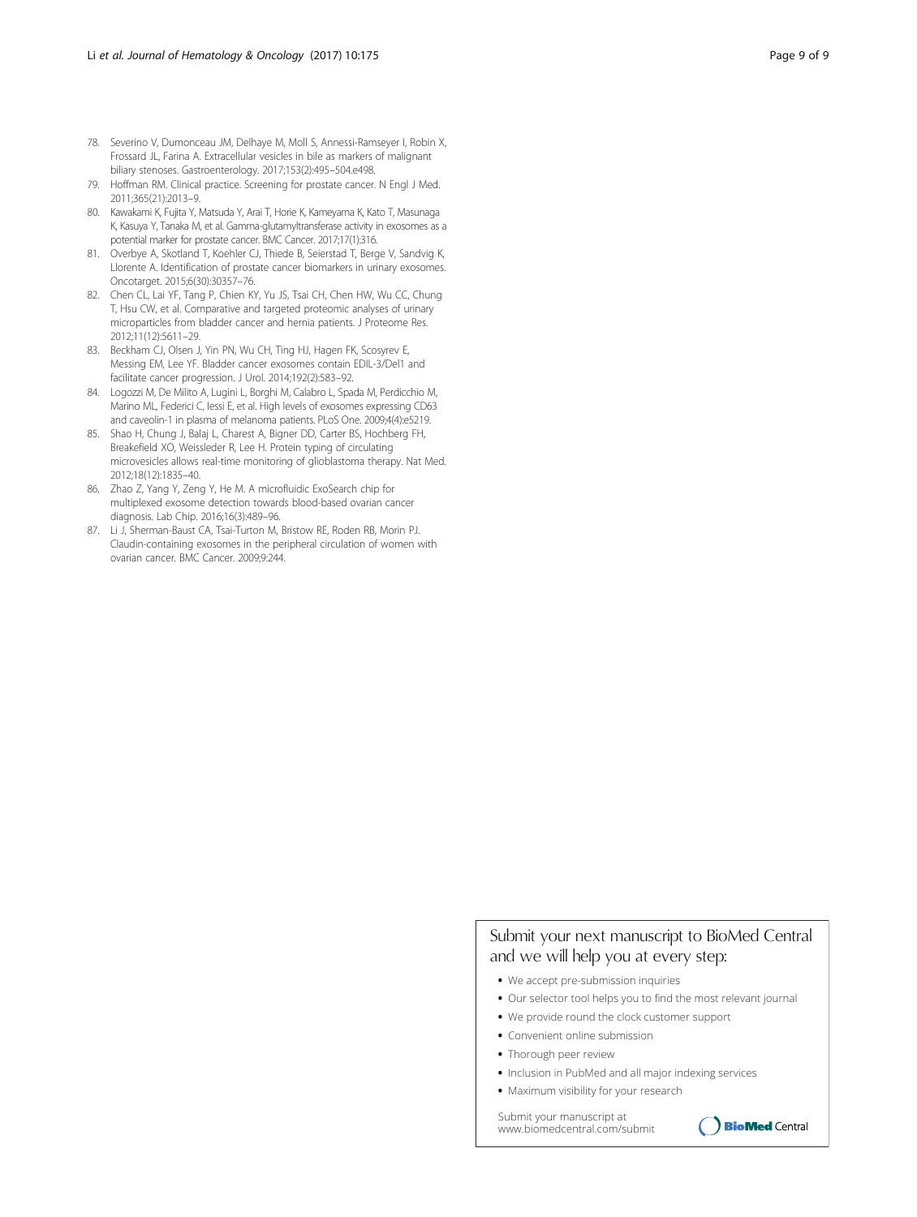78. Severino V, Dumonceau JM, Delhaye M, Moll S, Annessi-Ramseyer I, Robin X, Frossard JL, Farina A. Extracellular vesicles in bile as markers of malignant biliary stenoses. Gastroenterology. 2017;153(2):495–504.e498.
79. Hoffman RM. Clinical practice. Screening for prostate cancer. N Engl J Med. 2011;365(21):2013–9.
80. Kawakami K, Fujita Y, Matsuda Y, Arai T, Horie K, Kameyama K, Kato T, Masunaga K, Kasuya Y, Tanaka M, et al. Gamma-glutamyltransferase activity in exosomes as a potential marker for prostate cancer. BMC Cancer. 2017;17(1):316.
81. Overbye A, Skotland T, Koehler CJ, Thiede B, Seierstad T, Berge V, Sandvig K, Llorente A. Identification of prostate cancer biomarkers in urinary exosomes. Oncotarget. 2015;6(30):30357–76.
82. Chen CL, Lai YF, Tang P, Chien KY, Yu JS, Tsai CH, Chen HW, Wu CC, Chung T, Hsu CW, et al. Comparative and targeted proteomic analyses of urinary microparticles from bladder cancer and hernia patients. J Proteome Res. 2012;11(12):5611–29.
83. Beckham CJ, Olsen J, Yin PN, Wu CH, Ting HJ, Hagen FK, Scosyrev E, Messing EM, Lee YF. Bladder cancer exosomes contain EDIL-3/Del1 and facilitate cancer progression. J Urol. 2014;192(2):583–92.
84. Logozzi M, De Milito A, Lugini L, Borghi M, Calabro L, Spada M, Perdicchio M, Marino ML, Federici C, Iessi E, et al. High levels of exosomes expressing CD63 and caveolin-1 in plasma of melanoma patients. PLoS One. 2009;4(4):e5219.
85. Shao H, Chung J, Balaj L, Charest A, Bigner DD, Carter BS, Hochberg FH, Breakefield XO, Weissleder R, Lee H. Protein typing of circulating microvesicles allows real-time monitoring of glioblastoma therapy. Nat Med. 2012;18(12):1835–40.
86. Zhao Z, Yang Y, Zeng Y, He M. A microfluidic ExoSearch chip for multiplexed exosome detection towards blood-based ovarian cancer diagnosis. Lab Chip. 2016;16(3):489–96.
87. Li J, Sherman-Baust CA, Tsai-Turton M, Bristow RE, Roden RB, Morin PJ. Claudin-containing exosomes in the peripheral circulation of women with ovarian cancer. BMC Cancer. 2009;9:244.

Submit your next manuscript to BioMed Central and we will help you at every step:

- We accept pre-submission inquiries
- Our selector tool helps you to find the most relevant journal
- We provide round the clock customer support
- Convenient online submission
- Thorough peer review
- Inclusion in PubMed and all major indexing services
- Maximum visibility for your research

Submit your manuscript at www.biomedcentral.com/submit

BioMed Central